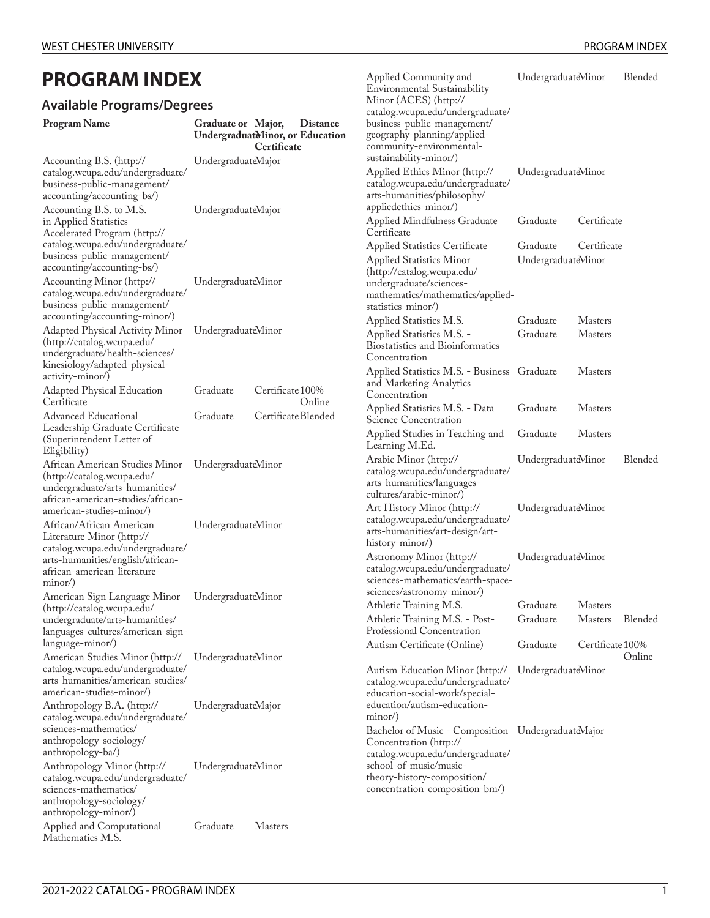# PROGRAM INDEX

## Available Programs/Degrees

| Program Name | Graduate or Undergraduate | Major, Minor, or Certificate | Distance Education |
|---|---|---|---|
| Accounting B.S. (http://catalog.wcupa.edu/undergraduate/business-public-management/accounting/accounting-bs/) | Undergraduate | Major | |
| Accounting B.S. to M.S. in Applied Statistics Accelerated Program (http://catalog.wcupa.edu/undergraduate/business-public-management/accounting/accounting-bs/) | Undergraduate | Major | |
| Accounting Minor (http://catalog.wcupa.edu/undergraduate/business-public-management/accounting/accounting-minor/) | Undergraduate | Minor | |
| Adapted Physical Activity Minor (http://catalog.wcupa.edu/undergraduate/health-sciences/kinesiology/adapted-physical-activity-minor/) | Undergraduate | Minor | |
| Adapted Physical Education Certificate | Graduate | Certificate | 100% Online |
| Advanced Educational Leadership Graduate Certificate (Superintendent Letter of Eligibility) | Graduate | Certificate | Blended |
| African American Studies Minor (http://catalog.wcupa.edu/undergraduate/arts-humanities/african-american-studies/african-american-studies-minor/) | Undergraduate | Minor | |
| African/African American Literature Minor (http://catalog.wcupa.edu/undergraduate/arts-humanities/english/african-african-american-literature-minor/) | Undergraduate | Minor | |
| American Sign Language Minor (http://catalog.wcupa.edu/undergraduate/arts-humanities/languages-cultures/american-sign-language-minor/) | Undergraduate | Minor | |
| American Studies Minor (http://catalog.wcupa.edu/undergraduate/arts-humanities/american-studies/american-studies-minor/) | Undergraduate | Minor | |
| Anthropology B.A. (http://catalog.wcupa.edu/undergraduate/sciences-mathematics/anthropology-sociology/anthropology-ba/) | Undergraduate | Major | |
| Anthropology Minor (http://catalog.wcupa.edu/undergraduate/sciences-mathematics/anthropology-sociology/anthropology-minor/) | Undergraduate | Minor | |
| Applied and Computational Mathematics M.S. | Graduate | Masters | |
| Applied Community and Environmental Sustainability Minor (ACES) (http://catalog.wcupa.edu/undergraduate/business-public-management/geography-planning/applied-community-environmental-sustainability-minor/) | Undergraduate | Minor | Blended |
| Applied Ethics Minor (http://catalog.wcupa.edu/undergraduate/arts-humanities/philosophy/appliedethics-minor/) | Undergraduate | Minor | |
| Applied Mindfulness Graduate Certificate | Graduate | Certificate | |
| Applied Statistics Certificate | Graduate | Certificate | |
| Applied Statistics Minor (http://catalog.wcupa.edu/undergraduate/sciences-mathematics/mathematics/applied-statistics-minor/) | Undergraduate | Minor | |
| Applied Statistics M.S. | Graduate | Masters | |
| Applied Statistics M.S. - Biostatistics and Bioinformatics Concentration | Graduate | Masters | |
| Applied Statistics M.S. - Business and Marketing Analytics Concentration | Graduate | Masters | |
| Applied Statistics M.S. - Data Science Concentration | Graduate | Masters | |
| Applied Studies in Teaching and Learning M.Ed. | Graduate | Masters | |
| Arabic Minor (http://catalog.wcupa.edu/undergraduate/arts-humanities/languages-cultures/arabic-minor/) | Undergraduate | Minor | Blended |
| Art History Minor (http://catalog.wcupa.edu/undergraduate/arts-humanities/art-design/art-history-minor/) | Undergraduate | Minor | |
| Astronomy Minor (http://catalog.wcupa.edu/undergraduate/sciences-mathematics/earth-space-sciences/astronomy-minor/) | Undergraduate | Minor | |
| Athletic Training M.S. | Graduate | Masters | |
| Athletic Training M.S. - Post-Professional Concentration | Graduate | Masters | Blended |
| Autism Certificate (Online) | Graduate | Certificate | 100% Online |
| Autism Education Minor (http://catalog.wcupa.edu/undergraduate/education-social-work/special-education/autism-education-minor/) | Undergraduate | Minor | |
| Bachelor of Music - Composition Concentration (http://catalog.wcupa.edu/undergraduate/school-of-music/music-theory-history-composition/concentration-composition-bm/) | Undergraduate | Major | |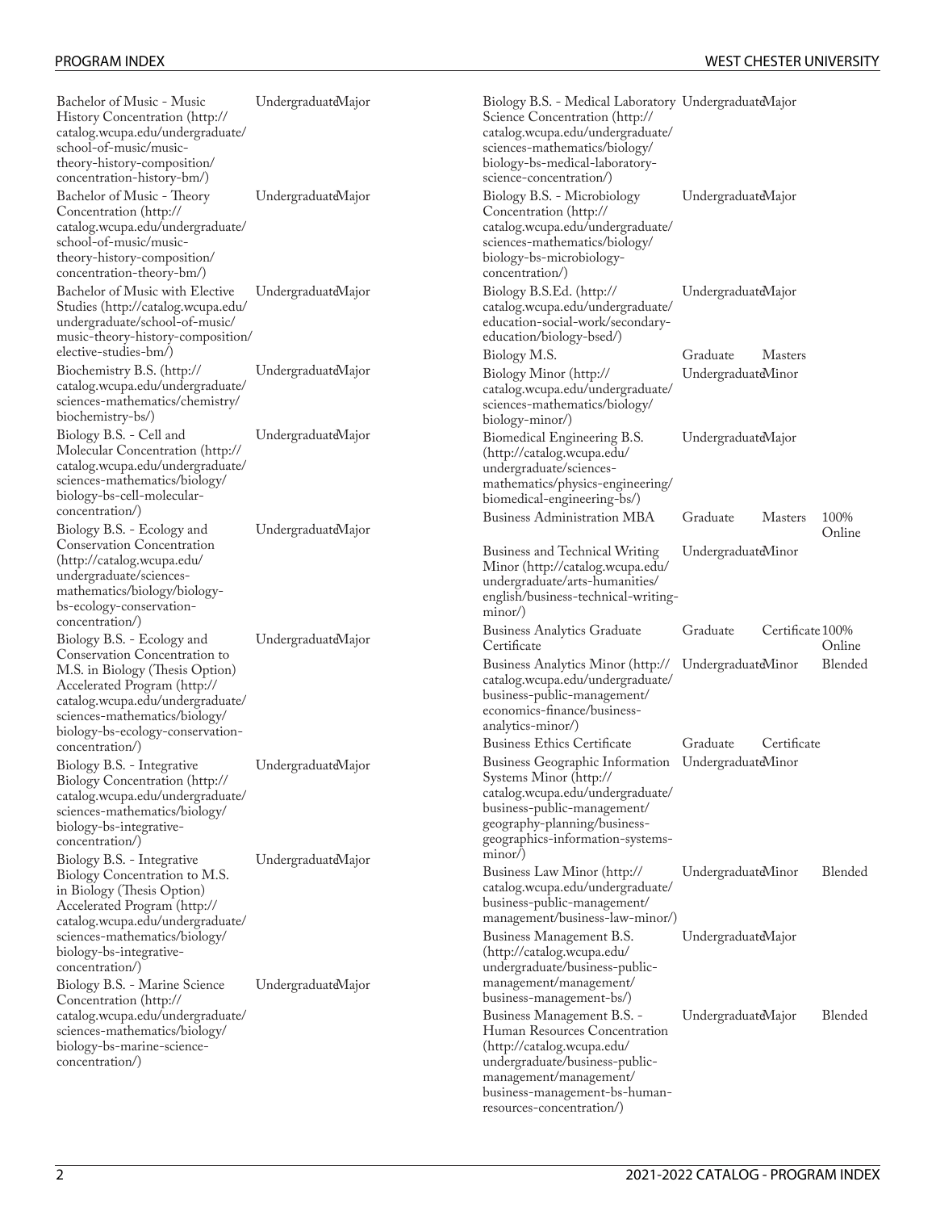| Program | Level | Type | Delivery |
| --- | --- | --- | --- |
| Bachelor of Music - Music History Concentration (http://catalog.wcupa.edu/undergraduate/school-of-music/music-theory-history-composition/concentration-history-bm/) | Undergraduate | Major | |
| Bachelor of Music - Theory Concentration (http://catalog.wcupa.edu/undergraduate/school-of-music/music-theory-history-composition/concentration-theory-bm/) | Undergraduate | Major | |
| Bachelor of Music with Elective Studies (http://catalog.wcupa.edu/undergraduate/school-of-music/music-theory-history-composition/elective-studies-bm/) | Undergraduate | Major | |
| Biochemistry B.S. (http://catalog.wcupa.edu/undergraduate/sciences-mathematics/chemistry/biochemistry-bs/) | Undergraduate | Major | |
| Biology B.S. - Cell and Molecular Concentration (http://catalog.wcupa.edu/undergraduate/sciences-mathematics/biology/biology-bs-cell-molecular-concentration/) | Undergraduate | Major | |
| Biology B.S. - Ecology and Conservation Concentration (http://catalog.wcupa.edu/undergraduate/sciences-mathematics/biology/biology-bs-ecology-conservation-concentration/) | Undergraduate | Major | |
| Biology B.S. - Ecology and Conservation Concentration to M.S. in Biology (Thesis Option) Accelerated Program (http://catalog.wcupa.edu/undergraduate/sciences-mathematics/biology/biology-bs-ecology-conservation-concentration/) | Undergraduate | Major | |
| Biology B.S. - Integrative Biology Concentration (http://catalog.wcupa.edu/undergraduate/sciences-mathematics/biology/biology-bs-integrative-concentration/) | Undergraduate | Major | |
| Biology B.S. - Integrative Biology Concentration to M.S. in Biology (Thesis Option) Accelerated Program (http://catalog.wcupa.edu/undergraduate/sciences-mathematics/biology/biology-bs-integrative-concentration/) | Undergraduate | Major | |
| Biology B.S. - Marine Science Concentration (http://catalog.wcupa.edu/undergraduate/sciences-mathematics/biology/biology-bs-marine-science-concentration/) | Undergraduate | Major | |
| Biology B.S. - Medical Laboratory Science Concentration (http://catalog.wcupa.edu/undergraduate/sciences-mathematics/biology/biology-bs-medical-laboratory-science-concentration/) | Undergraduate | Major | |
| Biology B.S. - Microbiology Concentration (http://catalog.wcupa.edu/undergraduate/sciences-mathematics/biology/biology-bs-microbiology-concentration/) | Undergraduate | Major | |
| Biology B.S.Ed. (http://catalog.wcupa.edu/undergraduate/education-social-work/secondary-education/biology-bsed/) | Undergraduate | Major | |
| Biology M.S. | Graduate | Masters | |
| Biology Minor (http://catalog.wcupa.edu/undergraduate/sciences-mathematics/biology/biology-minor/) | Undergraduate | Minor | |
| Biomedical Engineering B.S. (http://catalog.wcupa.edu/undergraduate/sciences-mathematics/physics-engineering/biomedical-engineering-bs/) | Undergraduate | Major | |
| Business Administration MBA | Graduate | Masters | 100% Online |
| Business and Technical Writing Minor (http://catalog.wcupa.edu/undergraduate/arts-humanities/english/business-technical-writing-minor/) | Undergraduate | Minor | |
| Business Analytics Graduate Certificate | Graduate | Certificate | 100% Online |
| Business Analytics Minor (http://catalog.wcupa.edu/undergraduate/business-public-management/economics-finance/business-analytics-minor/) | Undergraduate | Minor | Blended |
| Business Ethics Certificate | Graduate | Certificate | |
| Business Geographic Information Systems Minor (http://catalog.wcupa.edu/undergraduate/business-public-management/geography-planning/business-geographics-information-systems-minor/) | Undergraduate | Minor | |
| Business Law Minor (http://catalog.wcupa.edu/undergraduate/business-public-management/management/business-law-minor/) | Undergraduate | Minor | Blended |
| Business Management B.S. (http://catalog.wcupa.edu/undergraduate/business-public-management/management/business-management-bs/) | Undergraduate | Major | |
| Business Management B.S. - Human Resources Concentration (http://catalog.wcupa.edu/undergraduate/business-public-management/management/business-management-bs-human-resources-concentration/) | Undergraduate | Major | Blended |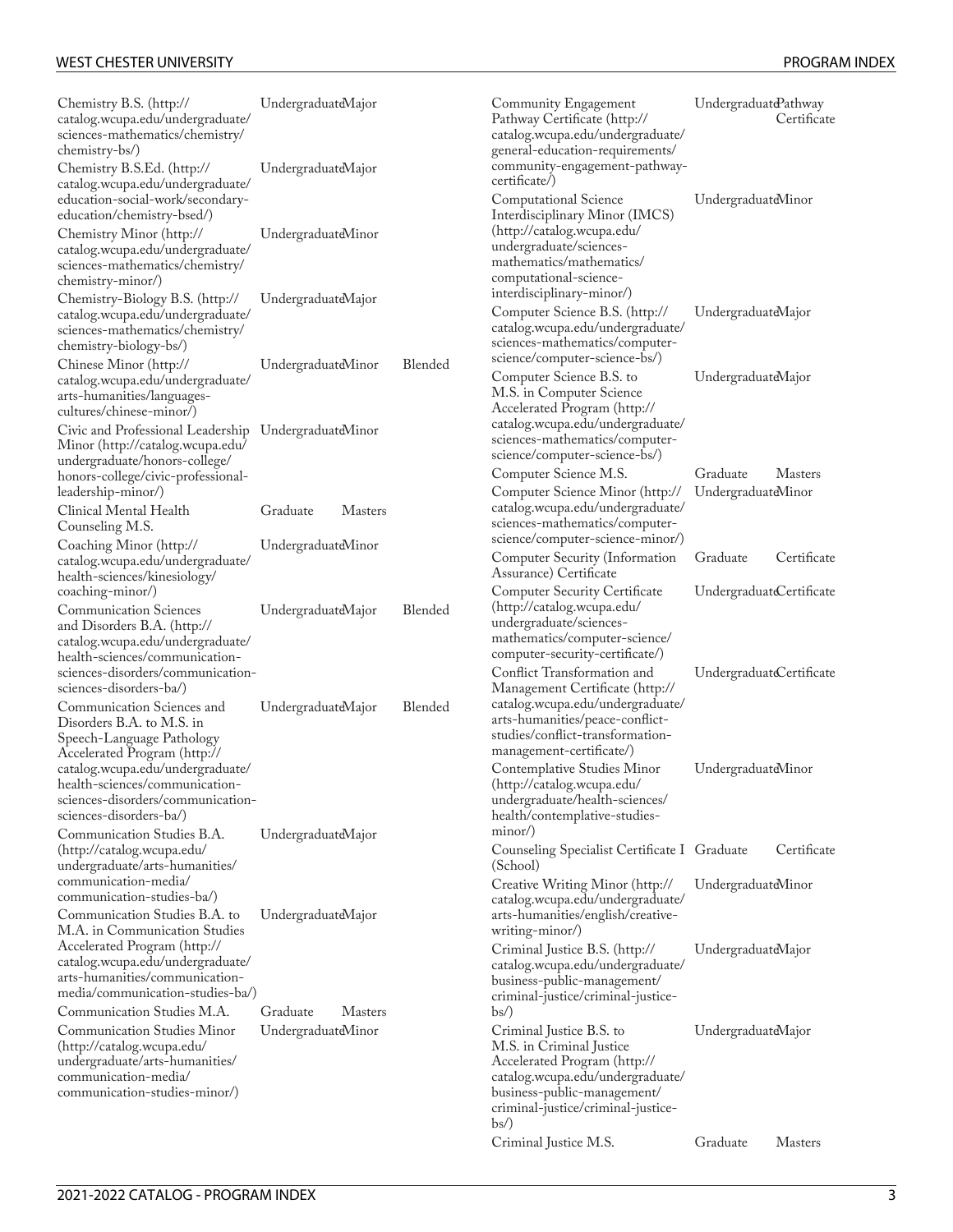| Program | Level | Type | Format |
|---|---|---|---|
| Chemistry B.S. (http://catalog.wcupa.edu/undergraduate/sciences-mathematics/chemistry/chemistry-bs/) | Undergraduate | Major | |
| Chemistry B.S.Ed. (http://catalog.wcupa.edu/undergraduate/education-social-work/secondary-education/chemistry-bsed/) | Undergraduate | Major | |
| Chemistry Minor (http://catalog.wcupa.edu/undergraduate/sciences-mathematics/chemistry/chemistry-minor/) | Undergraduate | Minor | |
| Chemistry-Biology B.S. (http://catalog.wcupa.edu/undergraduate/sciences-mathematics/chemistry/chemistry-biology-bs/) | Undergraduate | Major | |
| Chinese Minor (http://catalog.wcupa.edu/undergraduate/arts-humanities/languages-cultures/chinese-minor/) | Undergraduate | Minor | Blended |
| Civic and Professional Leadership Minor (http://catalog.wcupa.edu/undergraduate/honors-college/honors-college/civic-professional-leadership-minor/) | Undergraduate | Minor | |
| Clinical Mental Health Counseling M.S. | Graduate | Masters | |
| Coaching Minor (http://catalog.wcupa.edu/undergraduate/health-sciences/kinesiology/coaching-minor/) | Undergraduate | Minor | |
| Communication Sciences and Disorders B.A. (http://catalog.wcupa.edu/undergraduate/health-sciences/communication-sciences-disorders/communication-sciences-disorders-ba/) | Undergraduate | Major | Blended |
| Communication Sciences and Disorders B.A. to M.S. in Speech-Language Pathology Accelerated Program (http://catalog.wcupa.edu/undergraduate/health-sciences/communication-sciences-disorders/communication-sciences-disorders-ba/) | Undergraduate | Major | Blended |
| Communication Studies B.A. (http://catalog.wcupa.edu/undergraduate/arts-humanities/communication-media/communication-studies-ba/) | Undergraduate | Major | |
| Communication Studies B.A. to M.A. in Communication Studies Accelerated Program (http://catalog.wcupa.edu/undergraduate/arts-humanities/communication-media/communication-studies-ba/) | Undergraduate | Major | |
| Communication Studies M.A. | Graduate | Masters | |
| Communication Studies Minor (http://catalog.wcupa.edu/undergraduate/arts-humanities/communication-media/communication-studies-minor/) | Undergraduate | Minor | |
| Community Engagement Pathway Certificate (http://catalog.wcupa.edu/undergraduate/general-education-requirements/community-engagement-pathway-certificate/) | Undergraduate | Pathway Certificate | |
| Computational Science Interdisciplinary Minor (IMCS) (http://catalog.wcupa.edu/undergraduate/sciences-mathematics/mathematics/computational-science-interdisciplinary-minor/) | Undergraduate | Minor | |
| Computer Science B.S. (http://catalog.wcupa.edu/undergraduate/sciences-mathematics/computer-science/computer-science-bs/) | Undergraduate | Major | |
| Computer Science B.S. to M.S. in Computer Science Accelerated Program (http://catalog.wcupa.edu/undergraduate/sciences-mathematics/computer-science/computer-science-bs/) | Undergraduate | Major | |
| Computer Science M.S. | Graduate | Masters | |
| Computer Science Minor (http://catalog.wcupa.edu/undergraduate/sciences-mathematics/computer-science/computer-science-minor/) | Undergraduate | Minor | |
| Computer Security (Information Assurance) Certificate | Graduate | Certificate | |
| Computer Security Certificate (http://catalog.wcupa.edu/undergraduate/sciences-mathematics/computer-science/computer-security-certificate/) | Undergraduate | Certificate | |
| Conflict Transformation and Management Certificate (http://catalog.wcupa.edu/undergraduate/arts-humanities/peace-conflict-studies/conflict-transformation-management-certificate/) | Undergraduate | Certificate | |
| Contemplative Studies Minor (http://catalog.wcupa.edu/undergraduate/health-sciences/health/contemplative-studies-minor/) | Undergraduate | Minor | |
| Counseling Specialist Certificate I (School) | Graduate | Certificate | |
| Creative Writing Minor (http://catalog.wcupa.edu/undergraduate/arts-humanities/english/creative-writing-minor/) | Undergraduate | Minor | |
| Criminal Justice B.S. (http://catalog.wcupa.edu/undergraduate/business-public-management/criminal-justice/criminal-justice-bs/) | Undergraduate | Major | |
| Criminal Justice B.S. to M.S. in Criminal Justice Accelerated Program (http://catalog.wcupa.edu/undergraduate/business-public-management/criminal-justice/criminal-justice-bs/) | Undergraduate | Major | |
| Criminal Justice M.S. | Graduate | Masters | |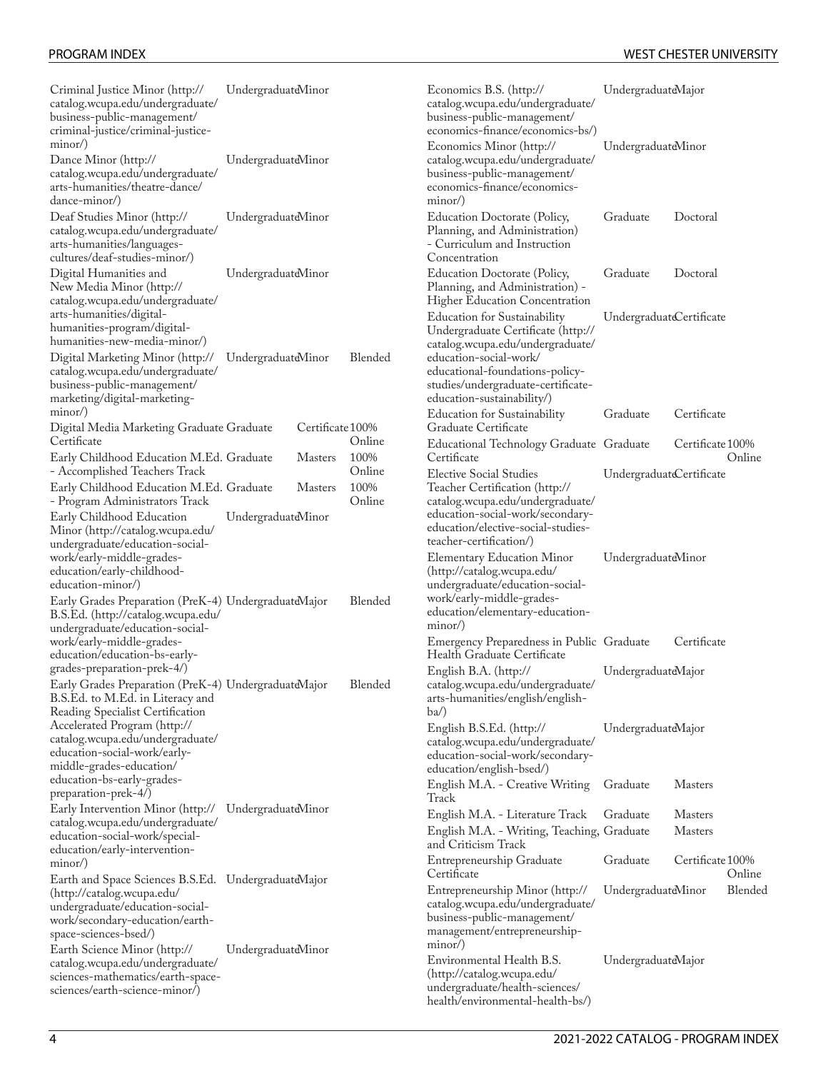| Program | Level | Type | Format |
|---|---|---|---|
| Criminal Justice Minor (http://catalog.wcupa.edu/undergraduate/business-public-management/criminal-justice/criminal-justice-minor/) | Undergraduate | Minor | |
| Dance Minor (http://catalog.wcupa.edu/undergraduate/arts-humanities/theatre-dance/dance-minor/) | Undergraduate | Minor | |
| Deaf Studies Minor (http://catalog.wcupa.edu/undergraduate/arts-humanities/languages-cultures/deaf-studies-minor/) | Undergraduate | Minor | |
| Digital Humanities and New Media Minor (http://catalog.wcupa.edu/undergraduate/arts-humanities/digital-humanities-program/digital-humanities-new-media-minor/) | Undergraduate | Minor | |
| Digital Marketing Minor (http://catalog.wcupa.edu/undergraduate/business-public-management/marketing/digital-marketing-minor/) | Undergraduate | Minor | Blended |
| Digital Media Marketing Graduate Certificate | Graduate | Certificate | 100% Online |
| Early Childhood Education M.Ed. - Accomplished Teachers Track | Graduate | Masters | 100% Online |
| Early Childhood Education M.Ed. - Program Administrators Track | Graduate | Masters | 100% Online |
| Early Childhood Education Minor (http://catalog.wcupa.edu/undergraduate/education-social-work/early-middle-grades-education/early-childhood-education-minor/) | Undergraduate | Minor | |
| Early Grades Preparation (PreK-4) B.S.Ed. (http://catalog.wcupa.edu/undergraduate/education-social-work/early-middle-grades-education/education-bs-early-grades-preparation-prek-4/) | Undergraduate | Major | Blended |
| Early Grades Preparation (PreK-4) B.S.Ed. to M.Ed. in Literacy and Reading Specialist Certification Accelerated Program (http://catalog.wcupa.edu/undergraduate/education-social-work/early-middle-grades-education/education-bs-early-grades-preparation-prek-4/) | Undergraduate | Major | Blended |
| Early Intervention Minor (http://catalog.wcupa.edu/undergraduate/education-social-work/special-education/early-intervention-minor/) | Undergraduate | Minor | |
| Earth and Space Sciences B.S.Ed. (http://catalog.wcupa.edu/undergraduate/education-social-work/secondary-education/earth-space-sciences-bsed/) | Undergraduate | Major | |
| Earth Science Minor (http://catalog.wcupa.edu/undergraduate/sciences-mathematics/earth-space-sciences/earth-science-minor/) | Undergraduate | Minor | |
| Economics B.S. (http://catalog.wcupa.edu/undergraduate/business-public-management/economics-finance/economics-bs/) | Undergraduate | Major | |
| Economics Minor (http://catalog.wcupa.edu/undergraduate/business-public-management/economics-finance/economics-minor/) | Undergraduate | Minor | |
| Education Doctorate (Policy, Planning, and Administration) - Curriculum and Instruction Concentration | Graduate | Doctoral | |
| Education Doctorate (Policy, Planning, and Administration) - Higher Education Concentration | Graduate | Doctoral | |
| Education for Sustainability Undergraduate Certificate (http://catalog.wcupa.edu/undergraduate/education-social-work/educational-foundations-policy-studies/undergraduate-certificate-education-sustainability/) | Undergraduate | Certificate | |
| Education for Sustainability Graduate Certificate | Graduate | Certificate | |
| Educational Technology Graduate Certificate | Graduate | Certificate | 100% Online |
| Elective Social Studies Teacher Certification (http://catalog.wcupa.edu/undergraduate/education-social-work/secondary-education/elective-social-studies-teacher-certification/) | Undergraduate | Certificate | |
| Elementary Education Minor (http://catalog.wcupa.edu/undergraduate/education-social-work/early-middle-grades-education/elementary-education-minor/) | Undergraduate | Minor | |
| Emergency Preparedness in Public Health Graduate Certificate | Graduate | Certificate | |
| English B.A. (http://catalog.wcupa.edu/undergraduate/arts-humanities/english/english-ba/) | Undergraduate | Major | |
| English B.S.Ed. (http://catalog.wcupa.edu/undergraduate/education-social-work/secondary-education/english-bsed/) | Undergraduate | Major | |
| English M.A. - Creative Writing Track | Graduate | Masters | |
| English M.A. - Literature Track | Graduate | Masters | |
| English M.A. - Writing, Teaching, and Criticism Track | Graduate | Masters | |
| Entrepreneurship Graduate Certificate | Graduate | Certificate | 100% Online |
| Entrepreneurship Minor (http://catalog.wcupa.edu/undergraduate/business-public-management/management/entrepreneurship-minor/) | Undergraduate | Minor | Blended |
| Environmental Health B.S. (http://catalog.wcupa.edu/undergraduate/health-sciences/health/environmental-health-bs/) | Undergraduate | Major | |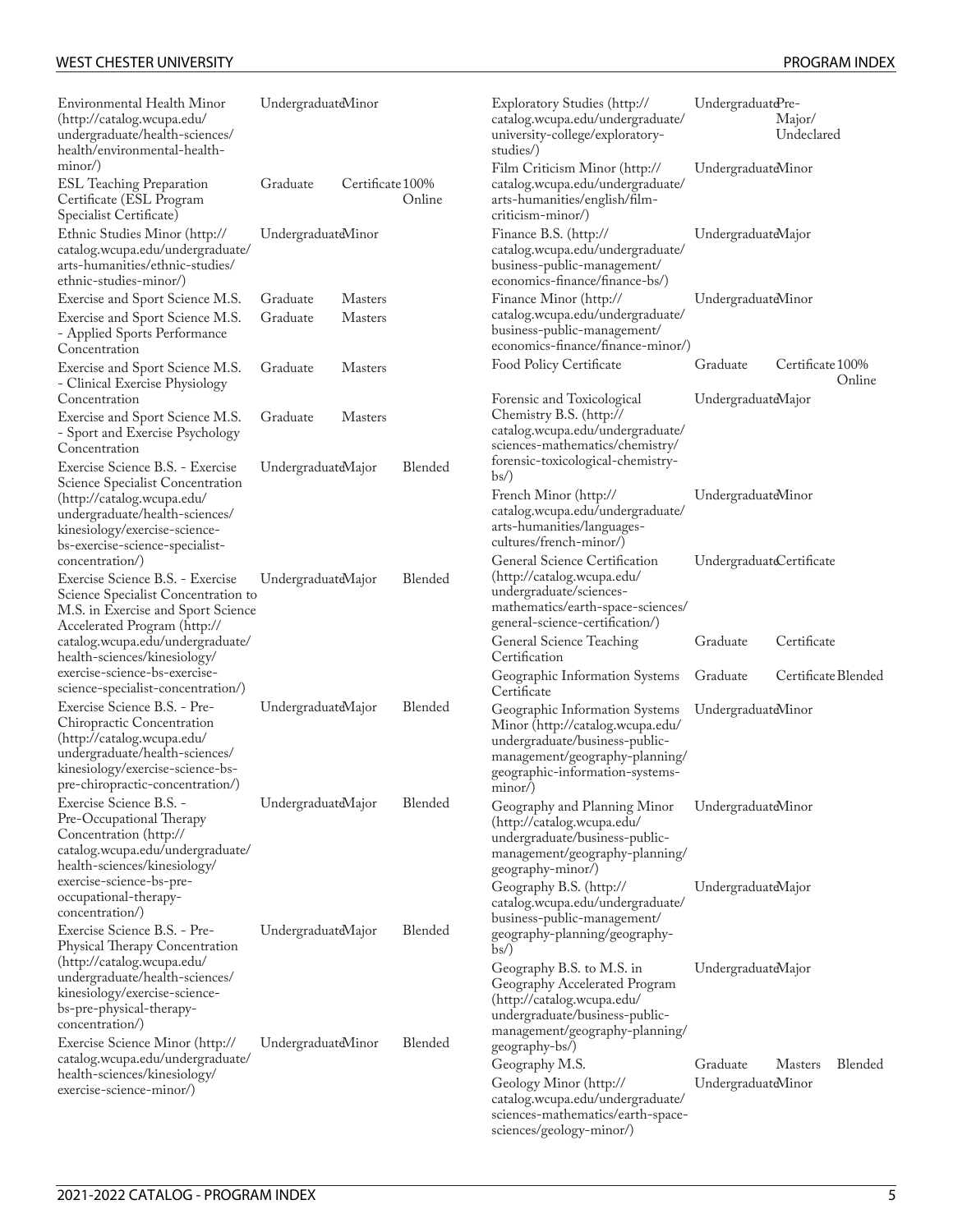| Program | Level | Type | Delivery |
|---|---|---|---|
| Environmental Health Minor (http://catalog.wcupa.edu/undergraduate/health-sciences/health/environmental-health-minor/) | Undergraduate | Minor | |
| ESL Teaching Preparation Certificate (ESL Program Specialist Certificate) | Graduate | Certificate | 100% Online |
| Ethnic Studies Minor (http://catalog.wcupa.edu/undergraduate/arts-humanities/ethnic-studies/ethnic-studies-minor/) | Undergraduate | Minor | |
| Exercise and Sport Science M.S. | Graduate | Masters | |
| Exercise and Sport Science M.S. - Applied Sports Performance Concentration | Graduate | Masters | |
| Exercise and Sport Science M.S. - Clinical Exercise Physiology Concentration | Graduate | Masters | |
| Exercise and Sport Science M.S. - Sport and Exercise Psychology Concentration | Graduate | Masters | |
| Exercise Science B.S. - Exercise Science Specialist Concentration (http://catalog.wcupa.edu/undergraduate/health-sciences/kinesiology/exercise-science-bs-exercise-science-specialist-concentration/) | Undergraduate | Major | Blended |
| Exercise Science B.S. - Exercise Science Specialist Concentration to M.S. in Exercise and Sport Science Accelerated Program (http://catalog.wcupa.edu/undergraduate/health-sciences/kinesiology/exercise-science-bs-exercise-science-specialist-concentration/) | Undergraduate | Major | Blended |
| Exercise Science B.S. - Pre-Chiropractic Concentration (http://catalog.wcupa.edu/undergraduate/health-sciences/kinesiology/exercise-science-bs-pre-chiropractic-concentration/) | Undergraduate | Major | Blended |
| Exercise Science B.S. - Pre-Occupational Therapy Concentration (http://catalog.wcupa.edu/undergraduate/health-sciences/kinesiology/exercise-science-bs-pre-occupational-therapy-concentration/) | Undergraduate | Major | Blended |
| Exercise Science B.S. - Pre-Physical Therapy Concentration (http://catalog.wcupa.edu/undergraduate/health-sciences/kinesiology/exercise-science-bs-pre-physical-therapy-concentration/) | Undergraduate | Major | Blended |
| Exercise Science Minor (http://catalog.wcupa.edu/undergraduate/health-sciences/kinesiology/exercise-science-minor/) | Undergraduate | Minor | Blended |
| Exploratory Studies (http://catalog.wcupa.edu/undergraduate/university-college/exploratory-studies/) | Undergraduate | Pre-Major/Undeclared | |
| Film Criticism Minor (http://catalog.wcupa.edu/undergraduate/arts-humanities/english/film-criticism-minor/) | Undergraduate | Minor | |
| Finance B.S. (http://catalog.wcupa.edu/undergraduate/business-public-management/economics-finance/finance-bs/) | Undergraduate | Major | |
| Finance Minor (http://catalog.wcupa.edu/undergraduate/business-public-management/economics-finance/finance-minor/) | Undergraduate | Minor | |
| Food Policy Certificate | Graduate | Certificate | 100% Online |
| Forensic and Toxicological Chemistry B.S. (http://catalog.wcupa.edu/undergraduate/sciences-mathematics/chemistry/forensic-toxicological-chemistry-bs/) | Undergraduate | Major | |
| French Minor (http://catalog.wcupa.edu/undergraduate/arts-humanities/languages-cultures/french-minor/) | Undergraduate | Minor | |
| General Science Certification (http://catalog.wcupa.edu/undergraduate/sciences-mathematics/earth-space-sciences/general-science-certification/) | Undergraduate | Certificate | |
| General Science Teaching Certification | Graduate | Certificate | |
| Geographic Information Systems Certificate | Graduate | Certificate | Blended |
| Geographic Information Systems Minor (http://catalog.wcupa.edu/undergraduate/business-public-management/geography-planning/geographic-information-systems-minor/) | Undergraduate | Minor | |
| Geography and Planning Minor (http://catalog.wcupa.edu/undergraduate/business-public-management/geography-planning/geography-minor/) | Undergraduate | Minor | |
| Geography B.S. (http://catalog.wcupa.edu/undergraduate/business-public-management/geography-planning/geography-bs/) | Undergraduate | Major | |
| Geography B.S. to M.S. in Geography Accelerated Program (http://catalog.wcupa.edu/undergraduate/business-public-management/geography-planning/geography-bs/) | Undergraduate | Major | |
| Geography M.S. | Graduate | Masters | Blended |
| Geology Minor (http://catalog.wcupa.edu/undergraduate/sciences-mathematics/earth-space-sciences/geology-minor/) | Undergraduate | Minor | |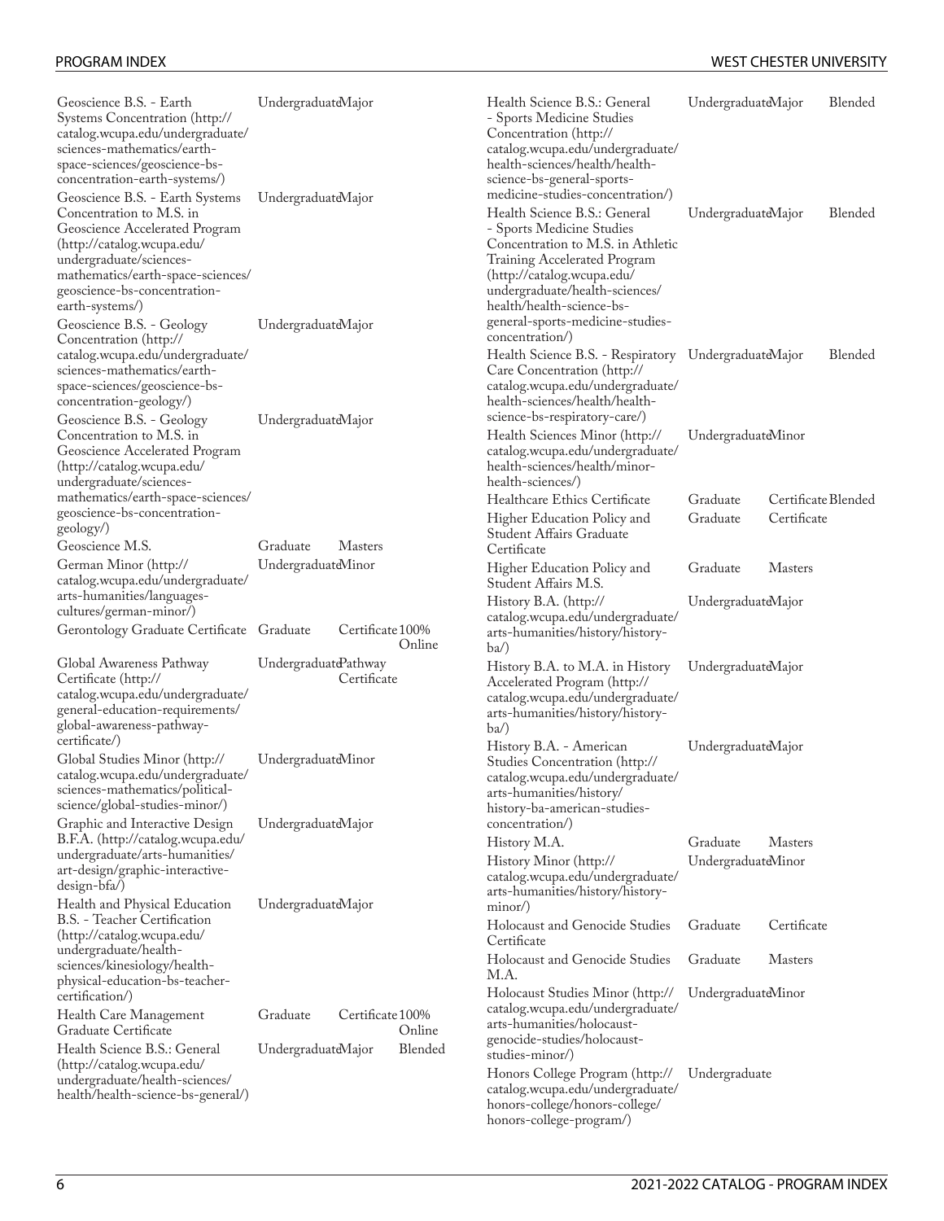| Program | Level | Type | Format |
| --- | --- | --- | --- |
| Geoscience B.S. - Earth Systems Concentration (http://catalog.wcupa.edu/undergraduate/sciences-mathematics/earth-space-sciences/geoscience-bs-concentration-earth-systems/) | Undergraduate | Major | |
| Geoscience B.S. - Earth Systems Concentration to M.S. in Geoscience Accelerated Program (http://catalog.wcupa.edu/undergraduate/sciences-mathematics/earth-space-sciences/geoscience-bs-concentration-earth-systems/) | Undergraduate | Major | |
| Geoscience B.S. - Geology Concentration (http://catalog.wcupa.edu/undergraduate/sciences-mathematics/earth-space-sciences/geoscience-bs-concentration-geology/) | Undergraduate | Major | |
| Geoscience B.S. - Geology Concentration to M.S. in Geoscience Accelerated Program (http://catalog.wcupa.edu/undergraduate/sciences-mathematics/earth-space-sciences/geoscience-bs-concentration-geology/) | Undergraduate | Major | |
| Geoscience M.S. | Graduate | Masters | |
| German Minor (http://catalog.wcupa.edu/undergraduate/arts-humanities/languages-cultures/german-minor/) | Undergraduate | Minor | |
| Gerontology Graduate Certificate | Graduate | Certificate | 100% Online |
| Global Awareness Pathway Certificate (http://catalog.wcupa.edu/undergraduate/general-education-requirements/global-awareness-pathway-certificate/) | Undergraduate | Pathway Certificate | |
| Global Studies Minor (http://catalog.wcupa.edu/undergraduate/sciences-mathematics/political-science/global-studies-minor/) | Undergraduate | Minor | |
| Graphic and Interactive Design B.F.A. (http://catalog.wcupa.edu/undergraduate/arts-humanities/art-design/graphic-interactive-design-bfa/) | Undergraduate | Major | |
| Health and Physical Education B.S. - Teacher Certification (http://catalog.wcupa.edu/undergraduate/health-sciences/kinesiology/health-physical-education-bs-teacher-certification/) | Undergraduate | Major | |
| Health Care Management Graduate Certificate | Graduate | Certificate | 100% Online |
| Health Science B.S.: General (http://catalog.wcupa.edu/undergraduate/health-sciences/health/health-science-bs-general/) | Undergraduate | Major | Blended |
| Health Science B.S.: General - Sports Medicine Studies Concentration (http://catalog.wcupa.edu/undergraduate/health-sciences/health/health-science-bs-general-sports-medicine-studies-concentration/) | Undergraduate | Major | Blended |
| Health Science B.S.: General - Sports Medicine Studies Concentration to M.S. in Athletic Training Accelerated Program (http://catalog.wcupa.edu/undergraduate/health-sciences/health/health-science-bs-general-sports-medicine-studies-concentration/) | Undergraduate | Major | Blended |
| Health Science B.S. - Respiratory Care Concentration (http://catalog.wcupa.edu/undergraduate/health-sciences/health/health-science-bs-respiratory-care/) | Undergraduate | Major | Blended |
| Health Sciences Minor (http://catalog.wcupa.edu/undergraduate/health-sciences/health/minor-health-sciences/) | Undergraduate | Minor | |
| Healthcare Ethics Certificate | Graduate | Certificate | Blended |
| Higher Education Policy and Student Affairs Graduate Certificate | Graduate | Certificate | |
| Higher Education Policy and Student Affairs M.S. | Graduate | Masters | |
| History B.A. (http://catalog.wcupa.edu/undergraduate/arts-humanities/history/history-ba/) | Undergraduate | Major | |
| History B.A. to M.A. in History Accelerated Program (http://catalog.wcupa.edu/undergraduate/arts-humanities/history/history-ba/) | Undergraduate | Major | |
| History B.A. - American Studies Concentration (http://catalog.wcupa.edu/undergraduate/arts-humanities/history/history-ba-american-studies-concentration/) | Undergraduate | Major | |
| History M.A. | Graduate | Masters | |
| History Minor (http://catalog.wcupa.edu/undergraduate/arts-humanities/history/history-minor/) | Undergraduate | Minor | |
| Holocaust and Genocide Studies Certificate | Graduate | Certificate | |
| Holocaust and Genocide Studies M.A. | Graduate | Masters | |
| Holocaust Studies Minor (http://catalog.wcupa.edu/undergraduate/arts-humanities/holocaust-genocide-studies/holocaust-studies-minor/) | Undergraduate | Minor | |
| Honors College Program (http://catalog.wcupa.edu/undergraduate/honors-college/honors-college/honors-college-program/) | Undergraduate | | |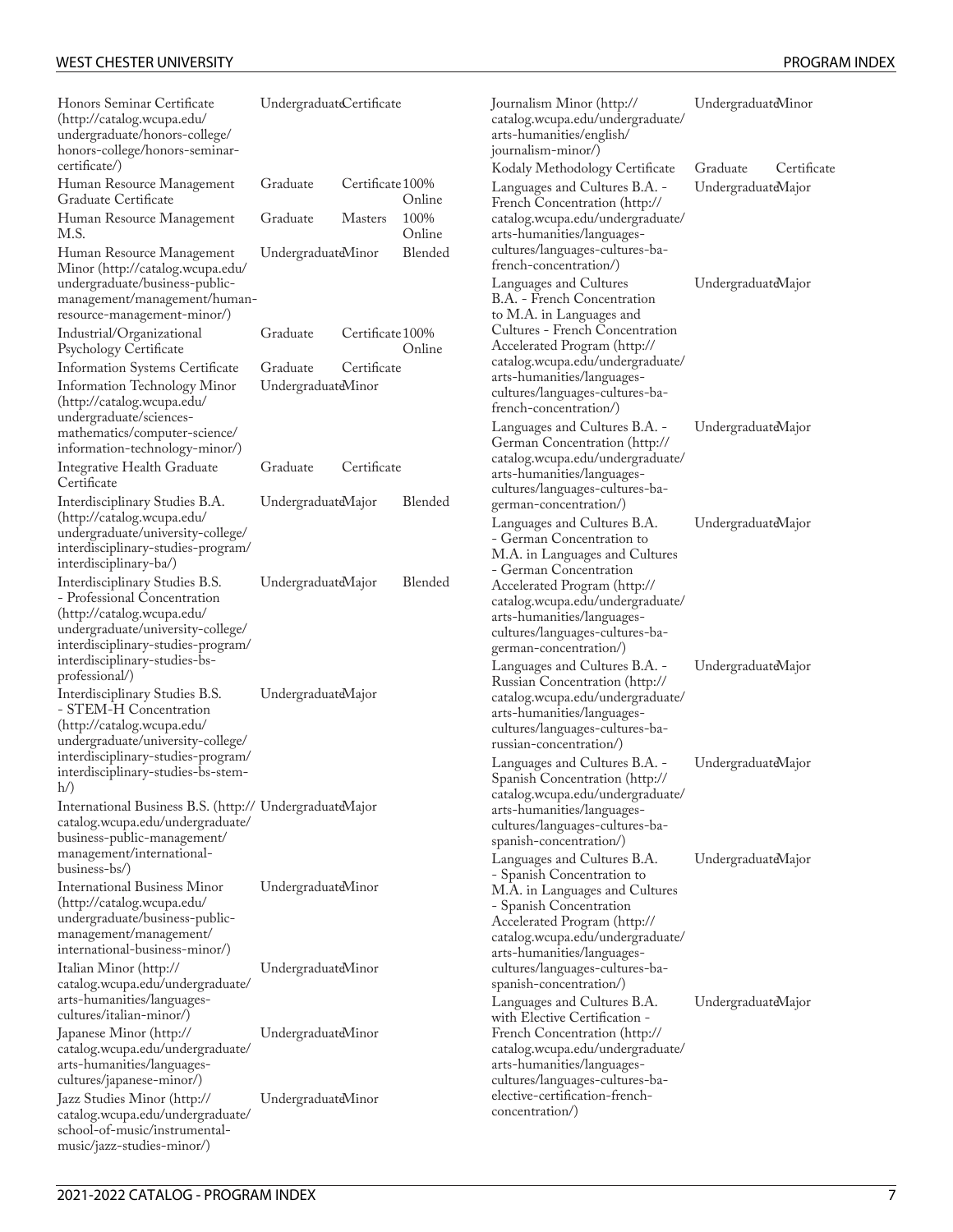| Program | Level | Type | Delivery |
|---|---|---|---|
| Honors Seminar Certificate (http://catalog.wcupa.edu/undergraduate/honors-college/honors-college/honors-seminar-certificate/) | Undergraduate | Certificate | |
| Human Resource Management Graduate Certificate | Graduate | Certificate | 100% Online |
| Human Resource Management M.S. | Graduate | Masters | 100% Online |
| Human Resource Management Minor (http://catalog.wcupa.edu/undergraduate/business-public-management/management/human-resource-management-minor/) | Undergraduate | Minor | Blended |
| Industrial/Organizational Psychology Certificate | Graduate | Certificate | 100% Online |
| Information Systems Certificate | Graduate | Certificate | |
| Information Technology Minor (http://catalog.wcupa.edu/undergraduate/sciences-mathematics/computer-science/information-technology-minor/) | Undergraduate | Minor | |
| Integrative Health Graduate Certificate | Graduate | Certificate | |
| Interdisciplinary Studies B.A. (http://catalog.wcupa.edu/undergraduate/university-college/interdisciplinary-studies-program/interdisciplinary-ba/) | Undergraduate | Major | Blended |
| Interdisciplinary Studies B.S. - Professional Concentration (http://catalog.wcupa.edu/undergraduate/university-college/interdisciplinary-studies-program/interdisciplinary-studies-bs-professional/) | Undergraduate | Major | Blended |
| Interdisciplinary Studies B.S. - STEM-H Concentration (http://catalog.wcupa.edu/undergraduate/university-college/interdisciplinary-studies-program/interdisciplinary-studies-bs-stem-h/) | Undergraduate | Major | |
| International Business B.S. (http://catalog.wcupa.edu/undergraduate/business-public-management/management/international-business-bs/) | Undergraduate | Major | |
| International Business Minor (http://catalog.wcupa.edu/undergraduate/business-public-management/management/international-business-minor/) | Undergraduate | Minor | |
| Italian Minor (http://catalog.wcupa.edu/undergraduate/arts-humanities/languages-cultures/italian-minor/) | Undergraduate | Minor | |
| Japanese Minor (http://catalog.wcupa.edu/undergraduate/arts-humanities/languages-cultures/japanese-minor/) | Undergraduate | Minor | |
| Jazz Studies Minor (http://catalog.wcupa.edu/undergraduate/school-of-music/instrumental-music/jazz-studies-minor/) | Undergraduate | Minor | |
| Journalism Minor (http://catalog.wcupa.edu/undergraduate/arts-humanities/english/journalism-minor/) | Undergraduate | Minor | |
| Kodaly Methodology Certificate | Graduate | Certificate | |
| Languages and Cultures B.A. - French Concentration (http://catalog.wcupa.edu/undergraduate/arts-humanities/languages-cultures/languages-cultures-ba-french-concentration/) | Undergraduate | Major | |
| Languages and Cultures B.A. - French Concentration to M.A. in Languages and Cultures - French Concentration Accelerated Program (http://catalog.wcupa.edu/undergraduate/arts-humanities/languages-cultures/languages-cultures-ba-french-concentration/) | Undergraduate | Major | |
| Languages and Cultures B.A. - German Concentration (http://catalog.wcupa.edu/undergraduate/arts-humanities/languages-cultures/languages-cultures-ba-german-concentration/) | Undergraduate | Major | |
| Languages and Cultures B.A. - German Concentration to M.A. in Languages and Cultures - German Concentration Accelerated Program (http://catalog.wcupa.edu/undergraduate/arts-humanities/languages-cultures/languages-cultures-ba-german-concentration/) | Undergraduate | Major | |
| Languages and Cultures B.A. - Russian Concentration (http://catalog.wcupa.edu/undergraduate/arts-humanities/languages-cultures/languages-cultures-ba-russian-concentration/) | Undergraduate | Major | |
| Languages and Cultures B.A. - Spanish Concentration (http://catalog.wcupa.edu/undergraduate/arts-humanities/languages-cultures/languages-cultures-ba-spanish-concentration/) | Undergraduate | Major | |
| Languages and Cultures B.A. - Spanish Concentration to M.A. in Languages and Cultures - Spanish Concentration Accelerated Program (http://catalog.wcupa.edu/undergraduate/arts-humanities/languages-cultures/languages-cultures-ba-spanish-concentration/) | Undergraduate | Major | |
| Languages and Cultures B.A. with Elective Certification - French Concentration (http://catalog.wcupa.edu/undergraduate/arts-humanities/languages-cultures/languages-cultures-ba-elective-certification-french-concentration/) | Undergraduate | Major | |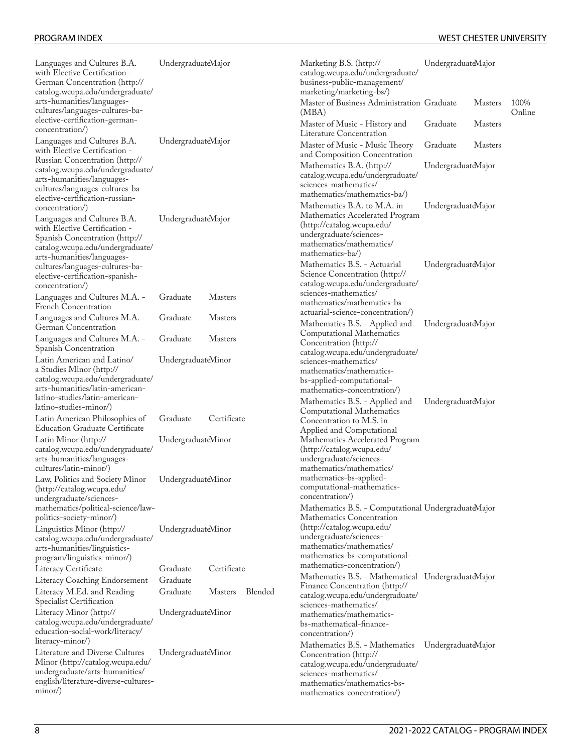| Program | Level | Type | Delivery |
|---|---|---|---|
| Languages and Cultures B.A. with Elective Certification - German Concentration (http://catalog.wcupa.edu/undergraduate/arts-humanities/languages-cultures/languages-cultures-ba-elective-certification-german-concentration/) | Undergraduate | Major | |
| Languages and Cultures B.A. with Elective Certification - Russian Concentration (http://catalog.wcupa.edu/undergraduate/arts-humanities/languages-cultures/languages-cultures-ba-elective-certification-russian-concentration/) | Undergraduate | Major | |
| Languages and Cultures B.A. with Elective Certification - Spanish Concentration (http://catalog.wcupa.edu/undergraduate/arts-humanities/languages-cultures/languages-cultures-ba-elective-certification-spanish-concentration/) | Undergraduate | Major | |
| Languages and Cultures M.A. - French Concentration | Graduate | Masters | |
| Languages and Cultures M.A. - German Concentration | Graduate | Masters | |
| Languages and Cultures M.A. - Spanish Concentration | Graduate | Masters | |
| Latin American and Latino/a Studies Minor (http://catalog.wcupa.edu/undergraduate/arts-humanities/latin-american-latino-studies/latin-american-latino-studies-minor/) | Undergraduate | Minor | |
| Latin American Philosophies of Education Graduate Certificate | Graduate | Certificate | |
| Latin Minor (http://catalog.wcupa.edu/undergraduate/arts-humanities/languages-cultures/latin-minor/) | Undergraduate | Minor | |
| Law, Politics and Society Minor (http://catalog.wcupa.edu/undergraduate/sciences-mathematics/political-science/law-politics-society-minor/) | Undergraduate | Minor | |
| Linguistics Minor (http://catalog.wcupa.edu/undergraduate/arts-humanities/linguistics-program/linguistics-minor/) | Undergraduate | Minor | |
| Literacy Certificate | Graduate | Certificate | |
| Literacy Coaching Endorsement | Graduate | | |
| Literacy M.Ed. and Reading Specialist Certification | Graduate | Masters | Blended |
| Literacy Minor (http://catalog.wcupa.edu/undergraduate/education-social-work/literacy/literacy-minor/) | Undergraduate | Minor | |
| Literature and Diverse Cultures Minor (http://catalog.wcupa.edu/undergraduate/arts-humanities/english/literature-diverse-cultures-minor/) | Undergraduate | Minor | |
| Marketing B.S. (http://catalog.wcupa.edu/undergraduate/business-public-management/marketing/marketing-bs/) | Undergraduate | Major | |
| Master of Business Administration (MBA) | Graduate | Masters | 100% Online |
| Master of Music - History and Literature Concentration | Graduate | Masters | |
| Master of Music - Music Theory and Composition Concentration | Graduate | Masters | |
| Mathematics B.A. (http://catalog.wcupa.edu/undergraduate/sciences-mathematics/mathematics/mathematics-ba/) | Undergraduate | Major | |
| Mathematics B.A. to M.A. in Mathematics Accelerated Program (http://catalog.wcupa.edu/undergraduate/sciences-mathematics/mathematics/mathematics-ba/) | Undergraduate | Major | |
| Mathematics B.S. - Actuarial Science Concentration (http://catalog.wcupa.edu/undergraduate/sciences-mathematics/mathematics/mathematics-bs-actuarial-science-concentration/) | Undergraduate | Major | |
| Mathematics B.S. - Applied and Computational Mathematics Concentration (http://catalog.wcupa.edu/undergraduate/sciences-mathematics/mathematics/mathematics-bs-applied-computational-mathematics-concentration/) | Undergraduate | Major | |
| Mathematics B.S. - Applied and Computational Mathematics Concentration to M.S. in Applied and Computational Mathematics Accelerated Program (http://catalog.wcupa.edu/undergraduate/sciences-mathematics/mathematics/mathematics-bs-applied-computational-mathematics-concentration/) | Undergraduate | Major | |
| Mathematics B.S. - Computational Mathematics Concentration (http://catalog.wcupa.edu/undergraduate/sciences-mathematics/mathematics/mathematics-bs-computational-mathematics-concentration/) | Undergraduate | Major | |
| Mathematics B.S. - Mathematical Finance Concentration (http://catalog.wcupa.edu/undergraduate/sciences-mathematics/mathematics/mathematics-bs-mathematical-finance-concentration/) | Undergraduate | Major | |
| Mathematics B.S. - Mathematics Concentration (http://catalog.wcupa.edu/undergraduate/sciences-mathematics/mathematics/mathematics-bs-mathematics-concentration/) | Undergraduate | Major | |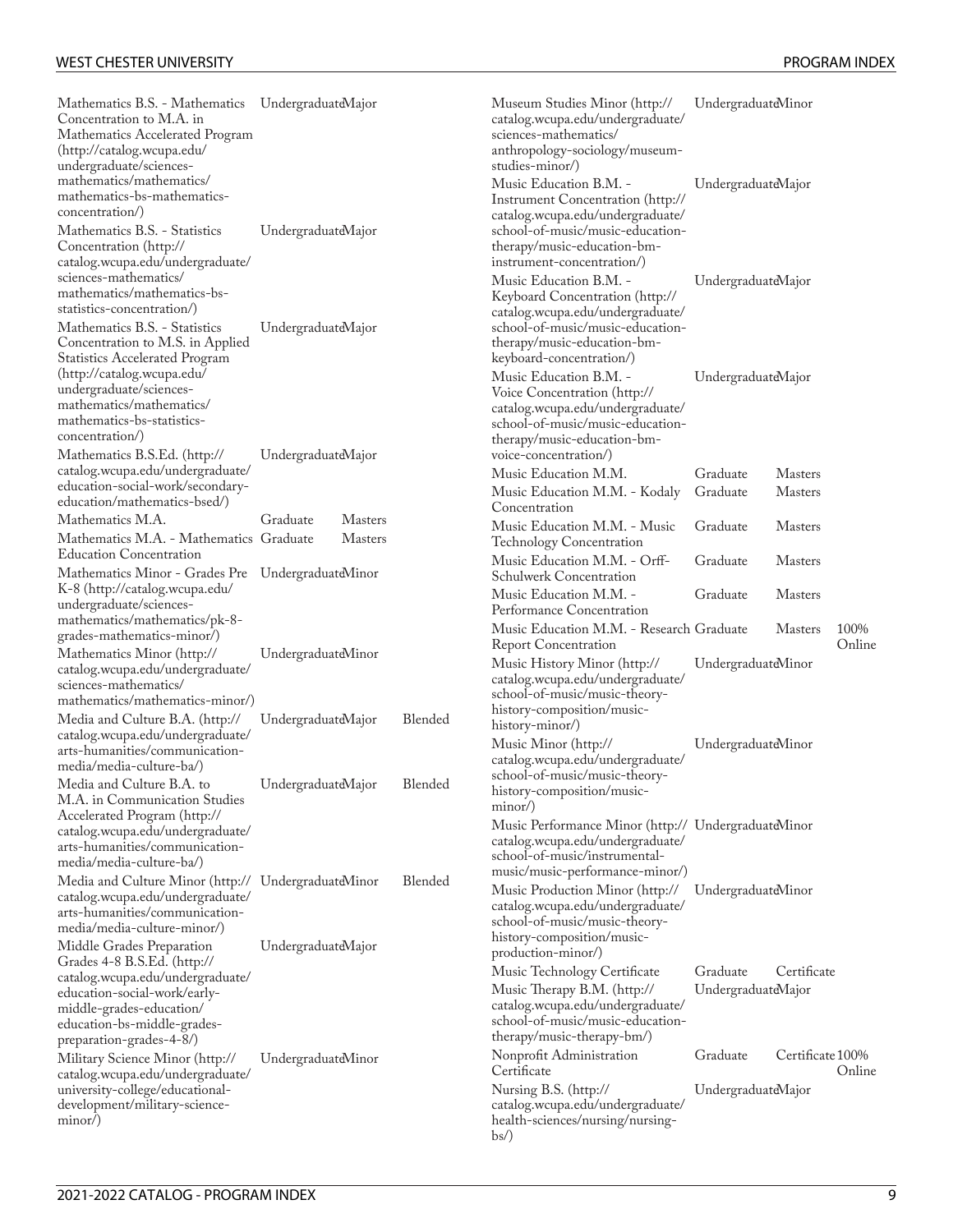| Program | Level | Type | Delivery |
| --- | --- | --- | --- |
| Mathematics B.S. - Mathematics Concentration to M.A. in Mathematics Accelerated Program (http://catalog.wcupa.edu/undergraduate/sciences-mathematics/mathematics/mathematics-bs-mathematics-concentration/) | Undergraduate | Major | |
| Mathematics B.S. - Statistics Concentration (http://catalog.wcupa.edu/undergraduate/sciences-mathematics/mathematics/mathematics-bs-statistics-concentration/) | Undergraduate | Major | |
| Mathematics B.S. - Statistics Concentration to M.S. in Applied Statistics Accelerated Program (http://catalog.wcupa.edu/undergraduate/sciences-mathematics/mathematics/mathematics-bs-statistics-concentration/) | Undergraduate | Major | |
| Mathematics B.S.Ed. (http://catalog.wcupa.edu/undergraduate/education-social-work/secondary-education/mathematics-bsed/) | Undergraduate | Major | |
| Mathematics M.A. | Graduate | Masters | |
| Mathematics M.A. - Mathematics Education Concentration | Graduate | Masters | |
| Mathematics Minor - Grades Pre K-8 (http://catalog.wcupa.edu/undergraduate/sciences-mathematics/mathematics/pk-8-grades-mathematics-minor/) | Undergraduate | Minor | |
| Mathematics Minor (http://catalog.wcupa.edu/undergraduate/sciences-mathematics/mathematics/mathematics-minor/) | Undergraduate | Minor | |
| Media and Culture B.A. (http://catalog.wcupa.edu/undergraduate/arts-humanities/communication-media/media-culture-ba/) | Undergraduate | Major | Blended |
| Media and Culture B.A. to M.A. in Communication Studies Accelerated Program (http://catalog.wcupa.edu/undergraduate/arts-humanities/communication-media/media-culture-ba/) | Undergraduate | Major | Blended |
| Media and Culture Minor (http://catalog.wcupa.edu/undergraduate/arts-humanities/communication-media/media-culture-minor/) | Undergraduate | Minor | Blended |
| Middle Grades Preparation Grades 4-8 B.S.Ed. (http://catalog.wcupa.edu/undergraduate/education-social-work/early-middle-grades-education/education-bs-middle-grades-preparation-grades-4-8/) | Undergraduate | Major | |
| Military Science Minor (http://catalog.wcupa.edu/undergraduate/university-college/educational-development/military-science-minor/) | Undergraduate | Minor | |
| Museum Studies Minor (http://catalog.wcupa.edu/undergraduate/sciences-mathematics/anthropology-sociology/museum-studies-minor/) | Undergraduate | Minor | |
| Music Education B.M. - Instrument Concentration (http://catalog.wcupa.edu/undergraduate/school-of-music/music-education-therapy/music-education-bm-instrument-concentration/) | Undergraduate | Major | |
| Music Education B.M. - Keyboard Concentration (http://catalog.wcupa.edu/undergraduate/school-of-music/music-education-therapy/music-education-bm-keyboard-concentration/) | Undergraduate | Major | |
| Music Education B.M. - Voice Concentration (http://catalog.wcupa.edu/undergraduate/school-of-music/music-education-therapy/music-education-bm-voice-concentration/) | Undergraduate | Major | |
| Music Education M.M. | Graduate | Masters | |
| Music Education M.M. - Kodaly Concentration | Graduate | Masters | |
| Music Education M.M. - Music Technology Concentration | Graduate | Masters | |
| Music Education M.M. - Orff-Schulwerk Concentration | Graduate | Masters | |
| Music Education M.M. - Performance Concentration | Graduate | Masters | |
| Music Education M.M. - Research Report Concentration | Graduate | Masters | 100% Online |
| Music History Minor (http://catalog.wcupa.edu/undergraduate/school-of-music/music-theory-history-composition/music-history-minor/) | Undergraduate | Minor | |
| Music Minor (http://catalog.wcupa.edu/undergraduate/school-of-music/music-theory-history-composition/music-minor/) | Undergraduate | Minor | |
| Music Performance Minor (http://catalog.wcupa.edu/undergraduate/school-of-music/instrumental-music/music-performance-minor/) | Undergraduate | Minor | |
| Music Production Minor (http://catalog.wcupa.edu/undergraduate/school-of-music/music-theory-history-composition/music-production-minor/) | Undergraduate | Minor | |
| Music Technology Certificate | Graduate | Certificate | |
| Music Therapy B.M. (http://catalog.wcupa.edu/undergraduate/school-of-music/music-education-therapy/music-therapy-bm/) | Undergraduate | Major | |
| Nonprofit Administration Certificate | Graduate | Certificate | 100% Online |
| Nursing B.S. (http://catalog.wcupa.edu/undergraduate/health-sciences/nursing/nursing-bs/) | Undergraduate | Major | |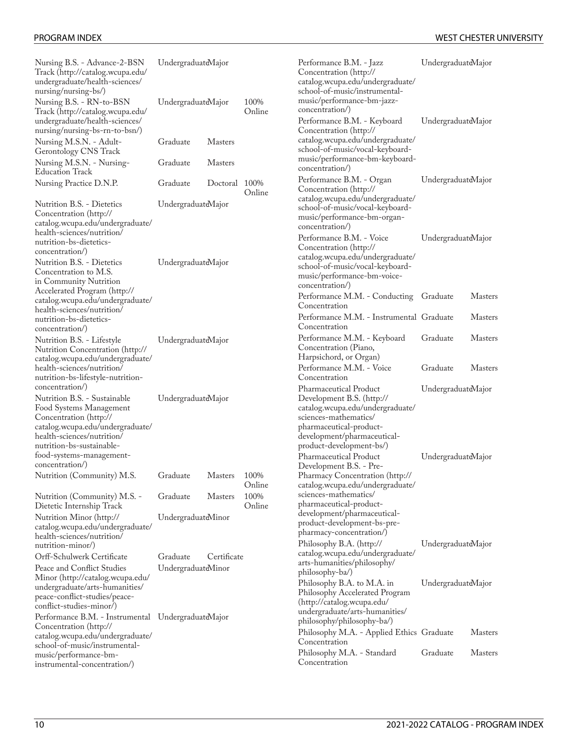| Program | Level | Type | Online |
| --- | --- | --- | --- |
| Nursing B.S. - Advance-2-BSN Track (http://catalog.wcupa.edu/undergraduate/health-sciences/nursing/nursing-bs/) | Undergraduate | Major | |
| Nursing B.S. - RN-to-BSN Track (http://catalog.wcupa.edu/undergraduate/health-sciences/nursing/nursing-bs-rn-to-bsn/) | Undergraduate | Major | 100% Online |
| Nursing M.S.N. - Adult-Gerontology CNS Track | Graduate | Masters | |
| Nursing M.S.N. - Nursing-Education Track | Graduate | Masters | |
| Nursing Practice D.N.P. | Graduate | Doctoral | 100% Online |
| Nutrition B.S. - Dietetics Concentration (http://catalog.wcupa.edu/undergraduate/health-sciences/nutrition/nutrition-bs-dietetics-concentration/) | Undergraduate | Major | |
| Nutrition B.S. - Dietetics Concentration to M.S. in Community Nutrition Accelerated Program (http://catalog.wcupa.edu/undergraduate/health-sciences/nutrition/nutrition-bs-dietetics-concentration/) | Undergraduate | Major | |
| Nutrition B.S. - Lifestyle Nutrition Concentration (http://catalog.wcupa.edu/undergraduate/health-sciences/nutrition/nutrition-bs-lifestyle-nutrition-concentration/) | Undergraduate | Major | |
| Nutrition B.S. - Sustainable Food Systems Management Concentration (http://catalog.wcupa.edu/undergraduate/health-sciences/nutrition/nutrition-bs-sustainable-food-systems-management-concentration/) | Undergraduate | Major | |
| Nutrition (Community) M.S. | Graduate | Masters | 100% Online |
| Nutrition (Community) M.S. - Dietetic Internship Track | Graduate | Masters | 100% Online |
| Nutrition Minor (http://catalog.wcupa.edu/undergraduate/health-sciences/nutrition/nutrition-minor/) | Undergraduate | Minor | |
| Orff-Schulwerk Certificate | Graduate | Certificate | |
| Peace and Conflict Studies Minor (http://catalog.wcupa.edu/undergraduate/arts-humanities/peace-conflict-studies/peace-conflict-studies-minor/) | Undergraduate | Minor | |
| Performance B.M. - Instrumental Concentration (http://catalog.wcupa.edu/undergraduate/school-of-music/instrumental-music/performance-bm-instrumental-concentration/) | Undergraduate | Major | |
| Performance B.M. - Jazz Concentration (http://catalog.wcupa.edu/undergraduate/school-of-music/instrumental-music/performance-bm-jazz-concentration/) | Undergraduate | Major | |
| Performance B.M. - Keyboard Concentration (http://catalog.wcupa.edu/undergraduate/school-of-music/vocal-keyboard-music/performance-bm-keyboard-concentration/) | Undergraduate | Major | |
| Performance B.M. - Organ Concentration (http://catalog.wcupa.edu/undergraduate/school-of-music/vocal-keyboard-music/performance-bm-organ-concentration/) | Undergraduate | Major | |
| Performance B.M. - Voice Concentration (http://catalog.wcupa.edu/undergraduate/school-of-music/vocal-keyboard-music/performance-bm-voice-concentration/) | Undergraduate | Major | |
| Performance M.M. - Conducting Concentration | Graduate | Masters | |
| Performance M.M. - Instrumental Concentration | Graduate | Masters | |
| Performance M.M. - Keyboard Concentration (Piano, Harpsichord, or Organ) | Graduate | Masters | |
| Performance M.M. - Voice Concentration | Graduate | Masters | |
| Pharmaceutical Product Development B.S. (http://catalog.wcupa.edu/undergraduate/sciences-mathematics/pharmaceutical-product-development/pharmaceutical-product-development-bs/) | Undergraduate | Major | |
| Pharmaceutical Product Development B.S. - Pre-Pharmacy Concentration (http://catalog.wcupa.edu/undergraduate/sciences-mathematics/pharmaceutical-product-development/pharmaceutical-product-development-bs-pre-pharmacy-concentration/) | Undergraduate | Major | |
| Philosophy B.A. (http://catalog.wcupa.edu/undergraduate/arts-humanities/philosophy/philosophy-ba/) | Undergraduate | Major | |
| Philosophy B.A. to M.A. in Philosophy Accelerated Program (http://catalog.wcupa.edu/undergraduate/arts-humanities/philosophy/philosophy-ba/) | Undergraduate | Major | |
| Philosophy M.A. - Applied Ethics Concentration | Graduate | Masters | |
| Philosophy M.A. - Standard Concentration | Graduate | Masters | |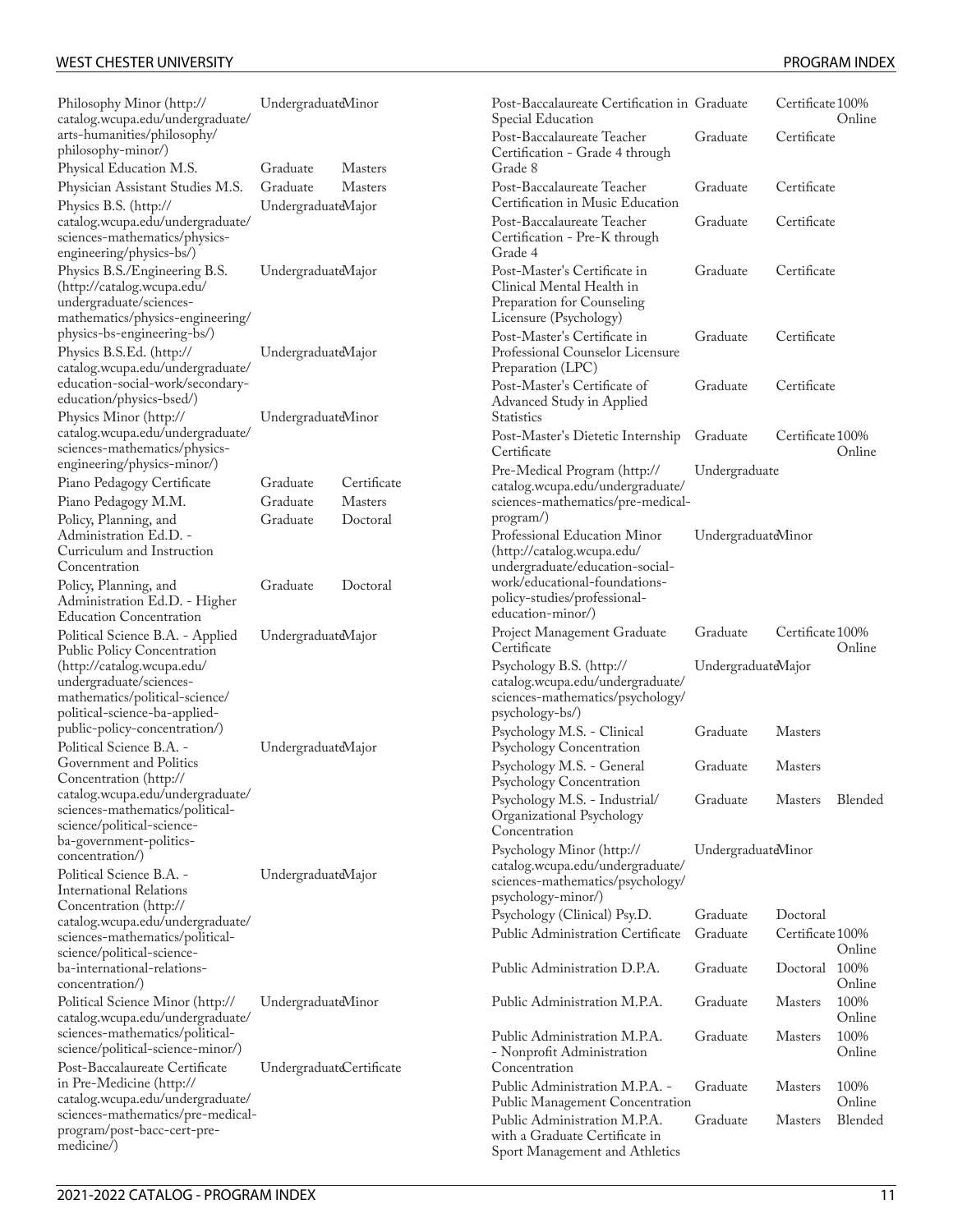| Program | Level | Type | Delivery |
| --- | --- | --- | --- |
| Philosophy Minor (http://catalog.wcupa.edu/undergraduate/arts-humanities/philosophy/philosophy-minor/) | Undergraduate | Minor | |
| Physical Education M.S. | Graduate | Masters | |
| Physician Assistant Studies M.S. | Graduate | Masters | |
| Physics B.S. (http://catalog.wcupa.edu/undergraduate/sciences-mathematics/physics-engineering/physics-bs/) | Undergraduate | Major | |
| Physics B.S./Engineering B.S. (http://catalog.wcupa.edu/undergraduate/sciences-mathematics/physics-engineering/physics-bs-engineering-bs/) | Undergraduate | Major | |
| Physics B.S.Ed. (http://catalog.wcupa.edu/undergraduate/education-social-work/secondary-education/physics-bsed/) | Undergraduate | Major | |
| Physics Minor (http://catalog.wcupa.edu/undergraduate/sciences-mathematics/physics-engineering/physics-minor/) | Undergraduate | Minor | |
| Piano Pedagogy Certificate | Graduate | Certificate | |
| Piano Pedagogy M.M. | Graduate | Masters | |
| Policy, Planning, and Administration Ed.D. - Curriculum and Instruction Concentration | Graduate | Doctoral | |
| Policy, Planning, and Administration Ed.D. - Higher Education Concentration | Graduate | Doctoral | |
| Political Science B.A. - Applied Public Policy Concentration (http://catalog.wcupa.edu/undergraduate/sciences-mathematics/political-science/political-science-ba-applied-public-policy-concentration/) | Undergraduate | Major | |
| Political Science B.A. - Government and Politics Concentration (http://catalog.wcupa.edu/undergraduate/sciences-mathematics/political-science/political-science-ba-government-politics-concentration/) | Undergraduate | Major | |
| Political Science B.A. - International Relations Concentration (http://catalog.wcupa.edu/undergraduate/sciences-mathematics/political-science/political-science-ba-international-relations-concentration/) | Undergraduate | Major | |
| Political Science Minor (http://catalog.wcupa.edu/undergraduate/sciences-mathematics/political-science/political-science-minor/) | Undergraduate | Minor | |
| Post-Baccalaureate Certificate in Pre-Medicine (http://catalog.wcupa.edu/undergraduate/sciences-mathematics/pre-medical-program/post-bacc-cert-pre-medicine/) | Undergraduate | Certificate | |
| Post-Baccalaureate Certification in Special Education | Graduate | Certificate | 100% Online |
| Post-Baccalaureate Teacher Certification - Grade 4 through Grade 8 | Graduate | Certificate | |
| Post-Baccalaureate Teacher Certification in Music Education | Graduate | Certificate | |
| Post-Baccalaureate Teacher Certification - Pre-K through Grade 4 | Graduate | Certificate | |
| Post-Master's Certificate in Clinical Mental Health in Preparation for Counseling Licensure (Psychology) | Graduate | Certificate | |
| Post-Master's Certificate in Professional Counselor Licensure Preparation (LPC) | Graduate | Certificate | |
| Post-Master's Certificate of Advanced Study in Applied Statistics | Graduate | Certificate | |
| Post-Master's Dietetic Internship Certificate | Graduate | Certificate | 100% Online |
| Pre-Medical Program (http://catalog.wcupa.edu/undergraduate/sciences-mathematics/pre-medical-program/) | Undergraduate | | |
| Professional Education Minor (http://catalog.wcupa.edu/undergraduate/education-social-work/educational-foundations-policy-studies/professional-education-minor/) | Undergraduate | Minor | |
| Project Management Graduate Certificate | Graduate | Certificate | 100% Online |
| Psychology B.S. (http://catalog.wcupa.edu/undergraduate/sciences-mathematics/psychology/psychology-bs/) | Undergraduate | Major | |
| Psychology M.S. - Clinical Psychology Concentration | Graduate | Masters | |
| Psychology M.S. - General Psychology Concentration | Graduate | Masters | |
| Psychology M.S. - Industrial/Organizational Psychology Concentration | Graduate | Masters | Blended |
| Psychology Minor (http://catalog.wcupa.edu/undergraduate/sciences-mathematics/psychology/psychology-minor/) | Undergraduate | Minor | |
| Psychology (Clinical) Psy.D. | Graduate | Doctoral | |
| Public Administration Certificate | Graduate | Certificate | 100% Online |
| Public Administration D.P.A. | Graduate | Doctoral | 100% Online |
| Public Administration M.P.A. | Graduate | Masters | 100% Online |
| Public Administration M.P.A. - Nonprofit Administration Concentration | Graduate | Masters | 100% Online |
| Public Administration M.P.A. - Public Management Concentration | Graduate | Masters | 100% Online |
| Public Administration M.P.A. with a Graduate Certificate in Sport Management and Athletics | Graduate | Masters | Blended |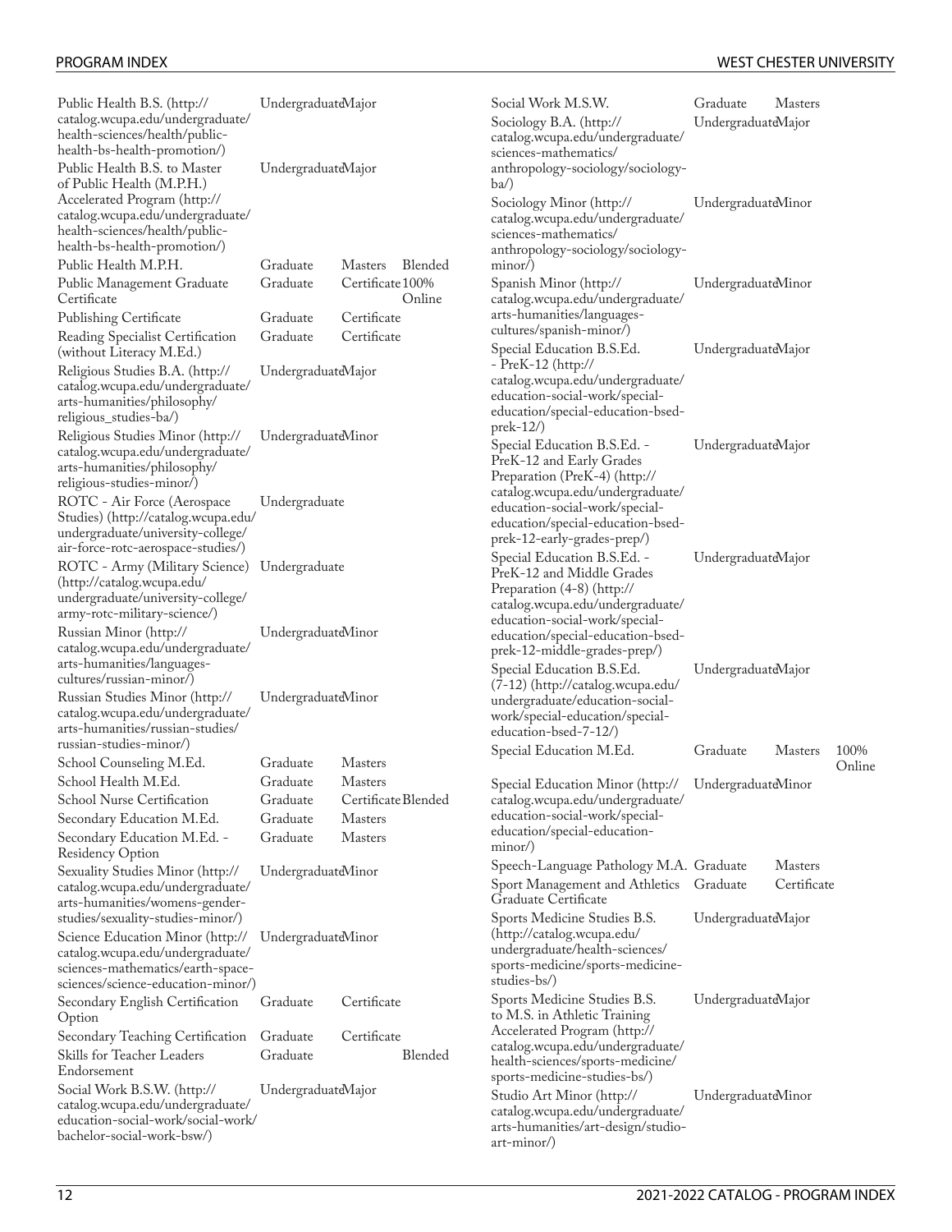| Program | Level | Type | Format |
|---|---|---|---|
| Public Health B.S. (http://catalog.wcupa.edu/undergraduate/health-sciences/health/public-health-bs-health-promotion/) | Undergraduate | Major | |
| Public Health B.S. to Master of Public Health (M.P.H.) Accelerated Program (http://catalog.wcupa.edu/undergraduate/health-sciences/health/public-health-bs-health-promotion/) | Undergraduate | Major | |
| Public Health M.P.H. | Graduate | Masters | Blended |
| Public Management Graduate Certificate | Graduate | Certificate | 100% Online |
| Publishing Certificate | Graduate | Certificate | |
| Reading Specialist Certification (without Literacy M.Ed.) | Graduate | Certificate | |
| Religious Studies B.A. (http://catalog.wcupa.edu/undergraduate/arts-humanities/philosophy/religious_studies-ba/) | Undergraduate | Major | |
| Religious Studies Minor (http://catalog.wcupa.edu/undergraduate/arts-humanities/philosophy/religious-studies-minor/) | Undergraduate | Minor | |
| ROTC - Air Force (Aerospace Studies) (http://catalog.wcupa.edu/undergraduate/university-college/air-force-rotc-aerospace-studies/) | Undergraduate | | |
| ROTC - Army (Military Science) (http://catalog.wcupa.edu/undergraduate/university-college/army-rotc-military-science/) | Undergraduate | | |
| Russian Minor (http://catalog.wcupa.edu/undergraduate/arts-humanities/languages-cultures/russian-minor/) | Undergraduate | Minor | |
| Russian Studies Minor (http://catalog.wcupa.edu/undergraduate/arts-humanities/russian-studies/russian-studies-minor/) | Undergraduate | Minor | |
| School Counseling M.Ed. | Graduate | Masters | |
| School Health M.Ed. | Graduate | Masters | |
| School Nurse Certification | Graduate | Certificate | Blended |
| Secondary Education M.Ed. | Graduate | Masters | |
| Secondary Education M.Ed. - Residency Option | Graduate | Masters | |
| Sexuality Studies Minor (http://catalog.wcupa.edu/undergraduate/arts-humanities/womens-gender-studies/sexuality-studies-minor/) | Undergraduate | Minor | |
| Science Education Minor (http://catalog.wcupa.edu/undergraduate/sciences-mathematics/earth-space-sciences/science-education-minor/) | Undergraduate | Minor | |
| Secondary English Certification Option | Graduate | Certificate | |
| Secondary Teaching Certification | Graduate | Certificate | |
| Skills for Teacher Leaders Endorsement | Graduate | | Blended |
| Social Work B.S.W. (http://catalog.wcupa.edu/undergraduate/education-social-work/social-work/bachelor-social-work-bsw/) | Undergraduate | Major | |
| Social Work M.S.W. | Graduate | Masters | |
| Sociology B.A. (http://catalog.wcupa.edu/undergraduate/sciences-mathematics/anthropology-sociology/sociology-ba/) | Undergraduate | Major | |
| Sociology Minor (http://catalog.wcupa.edu/undergraduate/sciences-mathematics/anthropology-sociology/sociology-minor/) | Undergraduate | Minor | |
| Spanish Minor (http://catalog.wcupa.edu/undergraduate/arts-humanities/languages-cultures/spanish-minor/) | Undergraduate | Minor | |
| Special Education B.S.Ed. - PreK-12 (http://catalog.wcupa.edu/undergraduate/education-social-work/special-education/special-education-bsed-prek-12/) | Undergraduate | Major | |
| Special Education B.S.Ed. - PreK-12 and Early Grades Preparation (PreK-4) (http://catalog.wcupa.edu/undergraduate/education-social-work/special-education/special-education-bsed-prek-12-early-grades-prep/) | Undergraduate | Major | |
| Special Education B.S.Ed. - PreK-12 and Middle Grades Preparation (4-8) (http://catalog.wcupa.edu/undergraduate/education-social-work/special-education/special-education-bsed-prek-12-middle-grades-prep/) | Undergraduate | Major | |
| Special Education B.S.Ed. (7-12) (http://catalog.wcupa.edu/undergraduate/education-social-work/special-education/special-education-bsed-7-12/) | Undergraduate | Major | |
| Special Education M.Ed. | Graduate | Masters | 100% Online |
| Special Education Minor (http://catalog.wcupa.edu/undergraduate/education-social-work/special-education/special-education-minor/) | Undergraduate | Minor | |
| Speech-Language Pathology M.A. | Graduate | Masters | |
| Sport Management and Athletics Graduate Certificate | Graduate | Certificate | |
| Sports Medicine Studies B.S. (http://catalog.wcupa.edu/undergraduate/health-sciences/sports-medicine/sports-medicine-studies-bs/) | Undergraduate | Major | |
| Sports Medicine Studies B.S. to M.S. in Athletic Training Accelerated Program (http://catalog.wcupa.edu/undergraduate/health-sciences/sports-medicine/sports-medicine-studies-bs/) | Undergraduate | Major | |
| Studio Art Minor (http://catalog.wcupa.edu/undergraduate/arts-humanities/art-design/studio-art-minor/) | Undergraduate | Minor | |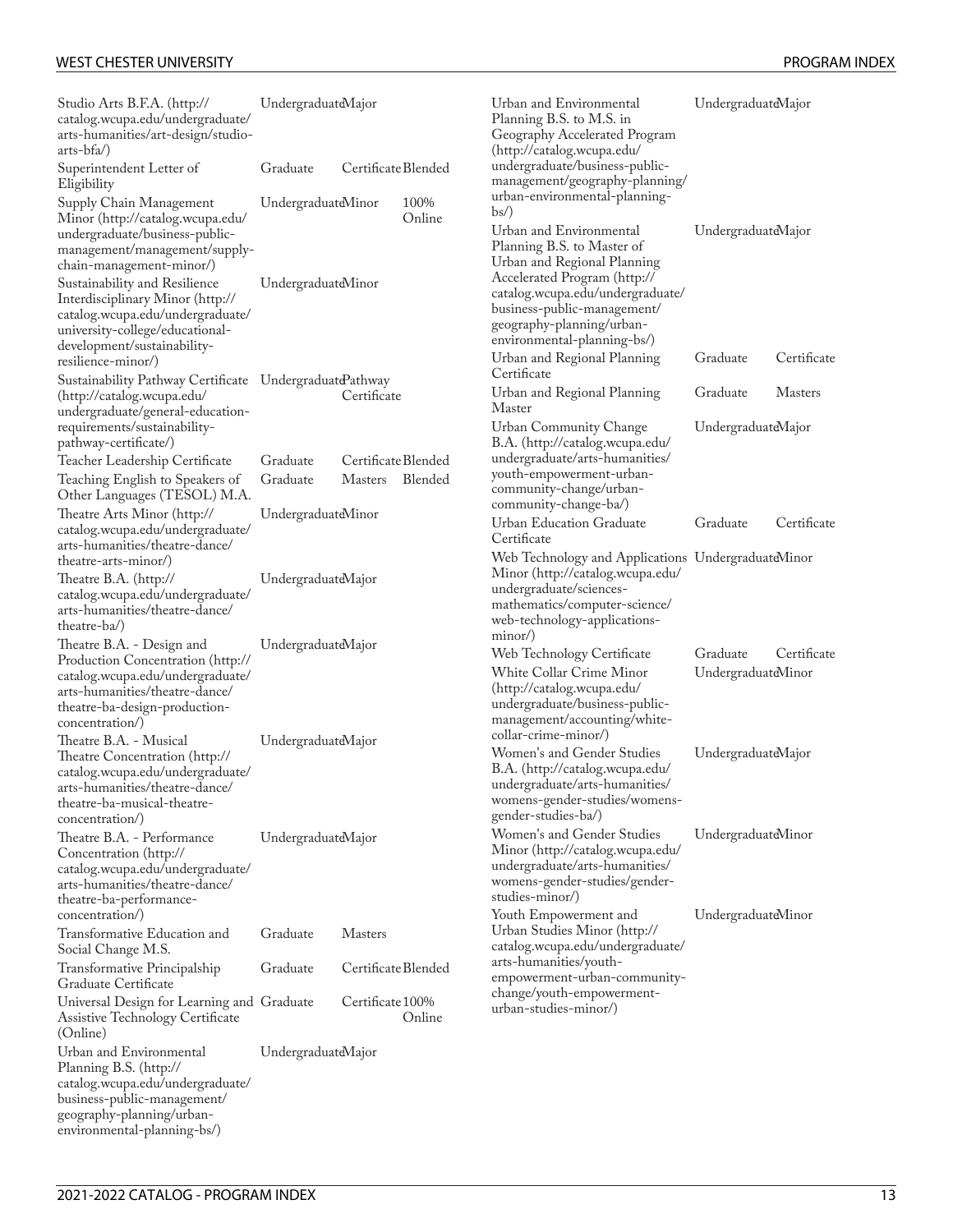| | | | |
|---|---|---|---|
| Studio Arts B.F.A. (http://catalog.wcupa.edu/undergraduate/arts-humanities/art-design/studio-arts-bfa/) | Undergraduate | Major | |
| Superintendent Letter of Eligibility | Graduate | Certificate | Blended |
| Supply Chain Management Minor (http://catalog.wcupa.edu/undergraduate/business-public-management/management/supply-chain-management-minor/) | Undergraduate | Minor | 100% Online |
| Sustainability and Resilience Interdisciplinary Minor (http://catalog.wcupa.edu/undergraduate/university-college/educational-development/sustainability-resilience-minor/) | Undergraduate | Minor | |
| Sustainability Pathway Certificate (http://catalog.wcupa.edu/undergraduate/general-education-requirements/sustainability-pathway-certificate/) | Undergraduate | Pathway Certificate | |
| Teacher Leadership Certificate | Graduate | Certificate | Blended |
| Teaching English to Speakers of Other Languages (TESOL) M.A. | Graduate | Masters | Blended |
| Theatre Arts Minor (http://catalog.wcupa.edu/undergraduate/arts-humanities/theatre-dance/theatre-arts-minor/) | Undergraduate | Minor | |
| Theatre B.A. (http://catalog.wcupa.edu/undergraduate/arts-humanities/theatre-dance/theatre-ba/) | Undergraduate | Major | |
| Theatre B.A. - Design and Production Concentration (http://catalog.wcupa.edu/undergraduate/arts-humanities/theatre-dance/theatre-ba-design-production-concentration/) | Undergraduate | Major | |
| Theatre B.A. - Musical Theatre Concentration (http://catalog.wcupa.edu/undergraduate/arts-humanities/theatre-dance/theatre-ba-musical-theatre-concentration/) | Undergraduate | Major | |
| Theatre B.A. - Performance Concentration (http://catalog.wcupa.edu/undergraduate/arts-humanities/theatre-dance/theatre-ba-performance-concentration/) | Undergraduate | Major | |
| Transformative Education and Social Change M.S. | Graduate | Masters | |
| Transformative Principalship Graduate Certificate | Graduate | Certificate | Blended |
| Universal Design for Learning and Assistive Technology Certificate (Online) | Graduate | Certificate | 100% Online |
| Urban and Environmental Planning B.S. (http://catalog.wcupa.edu/undergraduate/business-public-management/geography-planning/urban-environmental-planning-bs/) | Undergraduate | Major | |
| Urban and Environmental Planning B.S. to M.S. in Geography Accelerated Program (http://catalog.wcupa.edu/undergraduate/business-public-management/geography-planning/urban-environmental-planning-bs/) | Undergraduate | Major | |
| Urban and Environmental Planning B.S. to Master of Urban and Regional Planning Accelerated Program (http://catalog.wcupa.edu/undergraduate/business-public-management/geography-planning/urban-environmental-planning-bs/) | Undergraduate | Major | |
| Urban and Regional Planning Certificate | Graduate | Certificate | |
| Urban and Regional Planning Master | Graduate | Masters | |
| Urban Community Change B.A. (http://catalog.wcupa.edu/undergraduate/arts-humanities/youth-empowerment-urban-community-change/urban-community-change-ba/) | Undergraduate | Major | |
| Urban Education Graduate Certificate | Graduate | Certificate | |
| Web Technology and Applications Minor (http://catalog.wcupa.edu/undergraduate/sciences-mathematics/computer-science/web-technology-applications-minor/) | Undergraduate | Minor | |
| Web Technology Certificate | Graduate | Certificate | |
| White Collar Crime Minor (http://catalog.wcupa.edu/undergraduate/business-public-management/accounting/white-collar-crime-minor/) | Undergraduate | Minor | |
| Women's and Gender Studies B.A. (http://catalog.wcupa.edu/undergraduate/arts-humanities/womens-gender-studies/womens-gender-studies-ba/) | Undergraduate | Major | |
| Women's and Gender Studies Minor (http://catalog.wcupa.edu/undergraduate/arts-humanities/womens-gender-studies/gender-studies-minor/) | Undergraduate | Minor | |
| Youth Empowerment and Urban Studies Minor (http://catalog.wcupa.edu/undergraduate/arts-humanities/youth-empowerment-urban-community-change/youth-empowerment-urban-studies-minor/) | Undergraduate | Minor | |